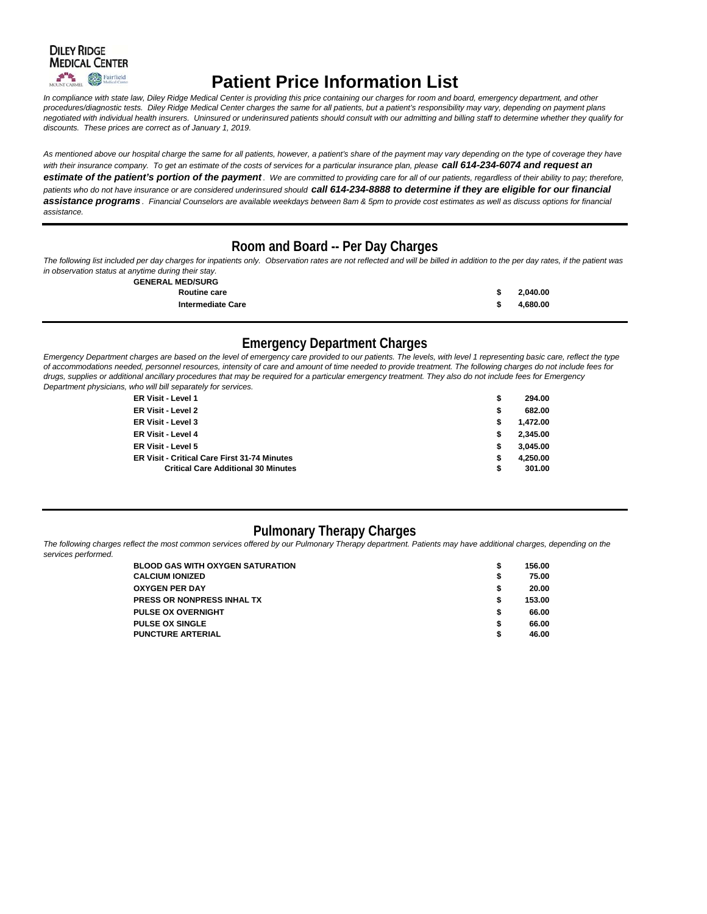DILEY RIDGE MEDICAL CENTER

MOUNT CARMEL | Fairfield Medical Center

# Patient Price Information List

*In compliance with state law, Diley Ridge Medical Center is providing this price containing our charges for room and board, emergency department, and other procedures/diagnostic tests. Diley Ridge Medical Center charges the same for all patients, but a patient's responsibility may vary, depending on payment plans negotiated with individual health insurers. Uninsured or underinsured patients should consult with our admitting and billing staff to determine whether they qualify for discounts. These prices are correct as of January 1, 2019.*

*As mentioned above our hospital charge the same for all patients, however, a patient's share of the payment may vary depending on the type of coverage they have with their insurance company. To get an estimate of the costs of services for a particular insurance plan, please* ***call 614-234-6074 and request an estimate of the patient's portion of the payment****. We are committed to providing care for all of our patients, regardless of their ability to pay; therefore, patients who do not have insurance or are considered underinsured should* ***call 614-234-8888 to determine if they are eligible for our financial assistance programs****. Financial Counselors are available weekdays between 8am & 5pm to provide cost estimates as well as discuss options for financial assistance.*

## Room and Board -- Per Day Charges

*The following list included per day charges for inpatients only. Observation rates are not reflected and will be billed in addition to the per day rates, if the patient was in observation status at anytime during their stay.*

**GENERAL MED/SURG**

| Service | Charge |
|---|---|
| **Routine care** | **$ 2,040.00** |
| **Intermediate Care** | **$ 4,680.00** |

## Emergency Department Charges

*Emergency Department charges are based on the level of emergency care provided to our patients. The levels, with level 1 representing basic care, reflect the type of accommodations needed, personnel resources, intensity of care and amount of time needed to provide treatment. The following charges do not include fees for drugs, supplies or additional ancillary procedures that may be required for a particular emergency treatment. They also do not include fees for Emergency Department physicians, who will bill separately for services.*

| Service | Charge |
|---|---|
| **ER Visit - Level 1** | **$ 294.00** |
| **ER Visit - Level 2** | **$ 682.00** |
| **ER Visit - Level 3** | **$ 1,472.00** |
| **ER Visit - Level 4** | **$ 2,345.00** |
| **ER Visit - Level 5** | **$ 3,045.00** |
| **ER Visit - Critical Care First 31-74 Minutes** | **$ 4,250.00** |
| **Critical Care Additional 30 Minutes** | **$ 301.00** |

## Pulmonary Therapy Charges

*The following charges reflect the most common services offered by our Pulmonary Therapy department. Patients may have additional charges, depending on the services performed.*

| Service | Charge |
|---|---|
| **BLOOD GAS WITH OXYGEN SATURATION** | **$ 156.00** |
| **CALCIUM IONIZED** | **$ 75.00** |
| **OXYGEN PER DAY** | **$ 20.00** |
| **PRESS OR NONPRESS INHAL TX** | **$ 153.00** |
| **PULSE OX OVERNIGHT** | **$ 66.00** |
| **PULSE OX SINGLE** | **$ 66.00** |
| **PUNCTURE ARTERIAL** | **$ 46.00** |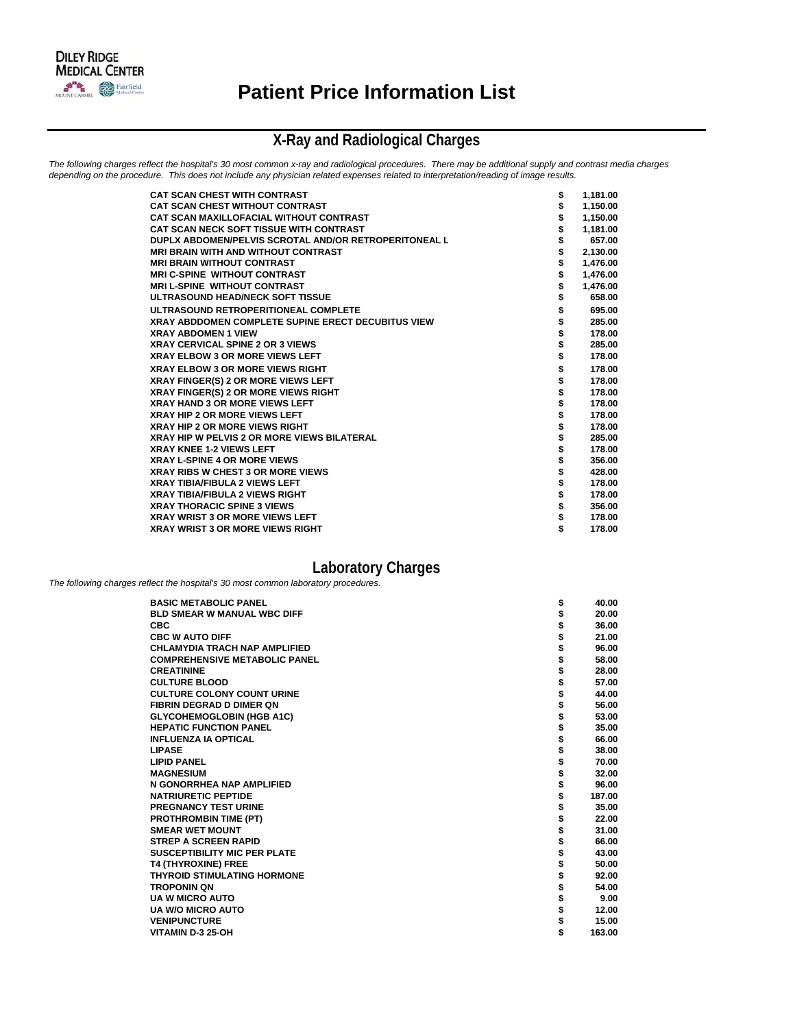DILEY RIDGE MEDICAL CENTER

MOUNT CARMEL Fairfield Medical Center

# Patient Price Information List

## X-Ray and Radiological Charges

*The following charges reflect the hospital's 30 most common x-ray and radiological procedures. There may be additional supply and contrast media charges depending on the procedure. This does not include any physician related expenses related to interpretation/reading of image results.*

| Procedure | Charge |
|---|---|
| CAT SCAN CHEST WITH CONTRAST | $ 1,181.00 |
| CAT SCAN CHEST WITHOUT CONTRAST | $ 1,150.00 |
| CAT SCAN MAXILLOFACIAL WITHOUT CONTRAST | $ 1,150.00 |
| CAT SCAN NECK SOFT TISSUE WITH CONTRAST | $ 1,181.00 |
| DUPLX ABDOMEN/PELVIS SCROTAL AND/OR RETROPERITONEAL L | $ 657.00 |
| MRI BRAIN WITH AND WITHOUT CONTRAST | $ 2,130.00 |
| MRI BRAIN WITHOUT CONTRAST | $ 1,476.00 |
| MRI C-SPINE WITHOUT CONTRAST | $ 1,476.00 |
| MRI L-SPINE WITHOUT CONTRAST | $ 1,476.00 |
| ULTRASOUND HEAD/NECK SOFT TISSUE | $ 658.00 |
| ULTRASOUND RETROPERITIONEAL COMPLETE | $ 695.00 |
| XRAY ABDDOMEN COMPLETE SUPINE ERECT DECUBITUS VIEW | $ 285.00 |
| XRAY ABDOMEN 1 VIEW | $ 178.00 |
| XRAY CERVICAL SPINE 2 OR 3 VIEWS | $ 285.00 |
| XRAY ELBOW 3 OR MORE VIEWS LEFT | $ 178.00 |
| XRAY ELBOW 3 OR MORE VIEWS RIGHT | $ 178.00 |
| XRAY FINGER(S) 2 OR MORE VIEWS LEFT | $ 178.00 |
| XRAY FINGER(S) 2 OR MORE VIEWS RIGHT | $ 178.00 |
| XRAY HAND 3 OR MORE VIEWS LEFT | $ 178.00 |
| XRAY HIP 2 OR MORE VIEWS LEFT | $ 178.00 |
| XRAY HIP 2 OR MORE VIEWS RIGHT | $ 178.00 |
| XRAY HIP W PELVIS 2 OR MORE VIEWS BILATERAL | $ 285.00 |
| XRAY KNEE 1-2 VIEWS LEFT | $ 178.00 |
| XRAY L-SPINE 4 OR MORE VIEWS | $ 356.00 |
| XRAY RIBS W CHEST 3 OR MORE VIEWS | $ 428.00 |
| XRAY TIBIA/FIBULA 2 VIEWS LEFT | $ 178.00 |
| XRAY TIBIA/FIBULA 2 VIEWS RIGHT | $ 178.00 |
| XRAY THORACIC SPINE 3 VIEWS | $ 356.00 |
| XRAY WRIST 3 OR MORE VIEWS LEFT | $ 178.00 |
| XRAY WRIST 3 OR MORE VIEWS RIGHT | $ 178.00 |

## Laboratory Charges

*The following charges reflect the hospital's 30 most common laboratory procedures.*

| Procedure | Charge |
|---|---|
| BASIC METABOLIC PANEL | $ 40.00 |
| BLD SMEAR W MANUAL WBC DIFF | $ 20.00 |
| CBC | $ 36.00 |
| CBC W AUTO DIFF | $ 21.00 |
| CHLAMYDIA TRACH NAP AMPLIFIED | $ 96.00 |
| COMPREHENSIVE METABOLIC PANEL | $ 58.00 |
| CREATININE | $ 28.00 |
| CULTURE BLOOD | $ 57.00 |
| CULTURE COLONY COUNT URINE | $ 44.00 |
| FIBRIN DEGRAD D DIMER QN | $ 56.00 |
| GLYCOHEMOGLOBIN (HGB A1C) | $ 53.00 |
| HEPATIC FUNCTION PANEL | $ 35.00 |
| INFLUENZA IA OPTICAL | $ 66.00 |
| LIPASE | $ 38.00 |
| LIPID PANEL | $ 70.00 |
| MAGNESIUM | $ 32.00 |
| N GONORRHEA NAP AMPLIFIED | $ 96.00 |
| NATRIURETIC PEPTIDE | $ 187.00 |
| PREGNANCY TEST URINE | $ 35.00 |
| PROTHROMBIN TIME (PT) | $ 22.00 |
| SMEAR WET MOUNT | $ 31.00 |
| STREP A SCREEN RAPID | $ 66.00 |
| SUSCEPTIBILITY MIC PER PLATE | $ 43.00 |
| T4 (THYROXINE) FREE | $ 50.00 |
| THYROID STIMULATING HORMONE | $ 92.00 |
| TROPONIN QN | $ 54.00 |
| UA W MICRO AUTO | $ 9.00 |
| UA W/O MICRO AUTO | $ 12.00 |
| VENIPUNCTURE | $ 15.00 |
| VITAMIN D-3 25-OH | $ 163.00 |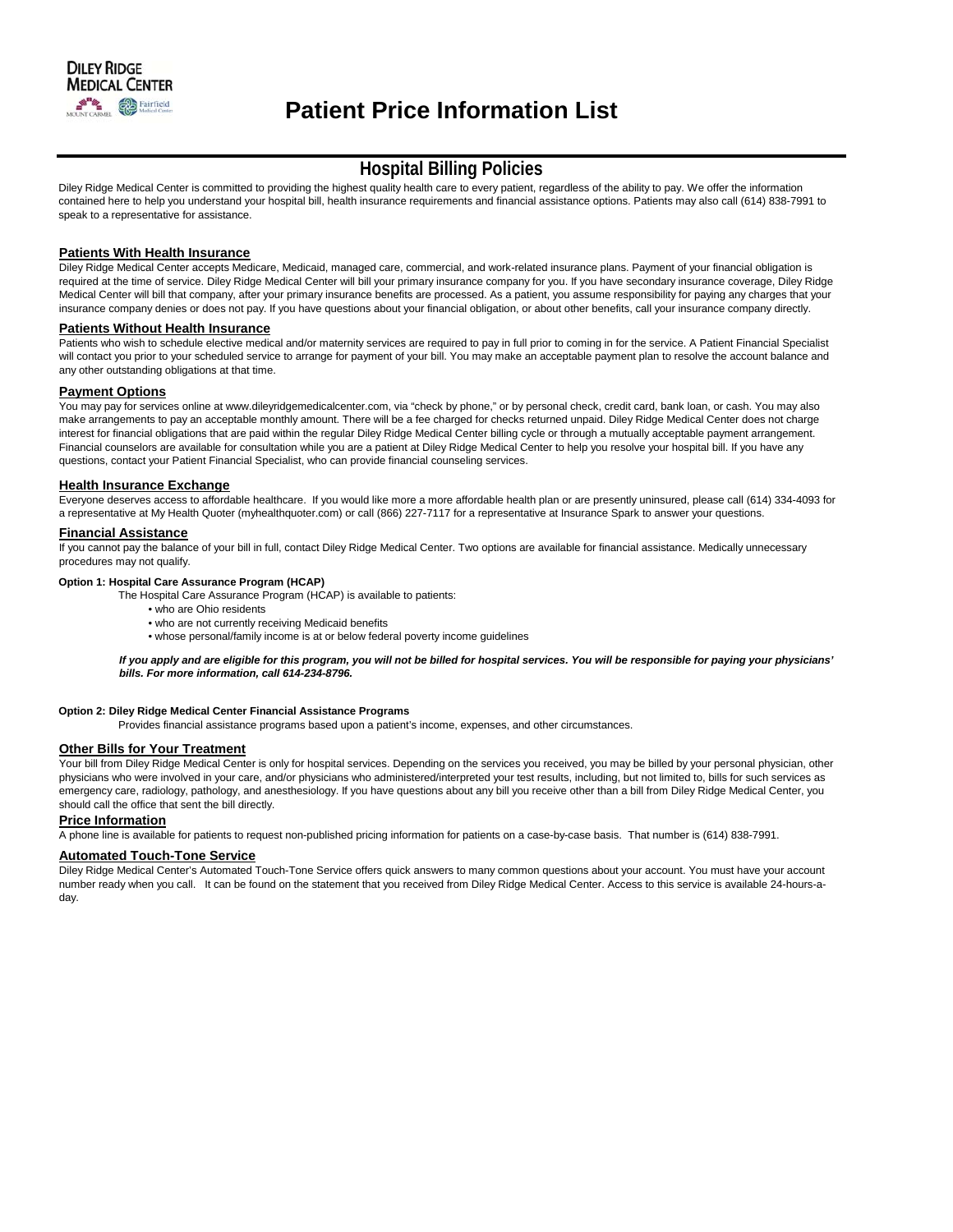# Patient Price Information List

## Hospital Billing Policies

Diley Ridge Medical Center is committed to providing the highest quality health care to every patient, regardless of the ability to pay. We offer the information contained here to help you understand your hospital bill, health insurance requirements and financial assistance options. Patients may also call (614) 838-7991 to speak to a representative for assistance.

### Patients With Health Insurance

Diley Ridge Medical Center accepts Medicare, Medicaid, managed care, commercial, and work-related insurance plans. Payment of your financial obligation is required at the time of service. Diley Ridge Medical Center will bill your primary insurance company for you. If you have secondary insurance coverage, Diley Ridge Medical Center will bill that company, after your primary insurance benefits are processed. As a patient, you assume responsibility for paying any charges that your insurance company denies or does not pay. If you have questions about your financial obligation, or about other benefits, call your insurance company directly.

### Patients Without Health Insurance

Patients who wish to schedule elective medical and/or maternity services are required to pay in full prior to coming in for the service. A Patient Financial Specialist will contact you prior to your scheduled service to arrange for payment of your bill. You may make an acceptable payment plan to resolve the account balance and any other outstanding obligations at that time.

### Payment Options

You may pay for services online at www.dileyridgemedicalcenter.com, via "check by phone," or by personal check, credit card, bank loan, or cash. You may also make arrangements to pay an acceptable monthly amount. There will be a fee charged for checks returned unpaid. Diley Ridge Medical Center does not charge interest for financial obligations that are paid within the regular Diley Ridge Medical Center billing cycle or through a mutually acceptable payment arrangement. Financial counselors are available for consultation while you are a patient at Diley Ridge Medical Center to help you resolve your hospital bill. If you have any questions, contact your Patient Financial Specialist, who can provide financial counseling services.

### Health Insurance Exchange

Everyone deserves access to affordable healthcare. If you would like more a more affordable health plan or are presently uninsured, please call (614) 334-4093 for a representative at My Health Quoter (myhealthquoter.com) or call (866) 227-7117 for a representative at Insurance Spark to answer your questions.

### Financial Assistance

If you cannot pay the balance of your bill in full, contact Diley Ridge Medical Center. Two options are available for financial assistance. Medically unnecessary procedures may not qualify.

**Option 1: Hospital Care Assurance Program (HCAP)**

The Hospital Care Assurance Program (HCAP) is available to patients:

- who are Ohio residents
- who are not currently receiving Medicaid benefits
- whose personal/family income is at or below federal poverty income guidelines

***If you apply and are eligible for this program, you will not be billed for hospital services. You will be responsible for paying your physicians' bills. For more information, call 614-234-8796.***

**Option 2: Diley Ridge Medical Center Financial Assistance Programs**

Provides financial assistance programs based upon a patient's income, expenses, and other circumstances.

### Other Bills for Your Treatment

Your bill from Diley Ridge Medical Center is only for hospital services. Depending on the services you received, you may be billed by your personal physician, other physicians who were involved in your care, and/or physicians who administered/interpreted your test results, including, but not limited to, bills for such services as emergency care, radiology, pathology, and anesthesiology. If you have questions about any bill you receive other than a bill from Diley Ridge Medical Center, you should call the office that sent the bill directly.

### Price Information

A phone line is available for patients to request non-published pricing information for patients on a case-by-case basis. That number is (614) 838-7991.

### Automated Touch-Tone Service

Diley Ridge Medical Center's Automated Touch-Tone Service offers quick answers to many common questions about your account. You must have your account number ready when you call. It can be found on the statement that you received from Diley Ridge Medical Center. Access to this service is available 24-hours-a-day.